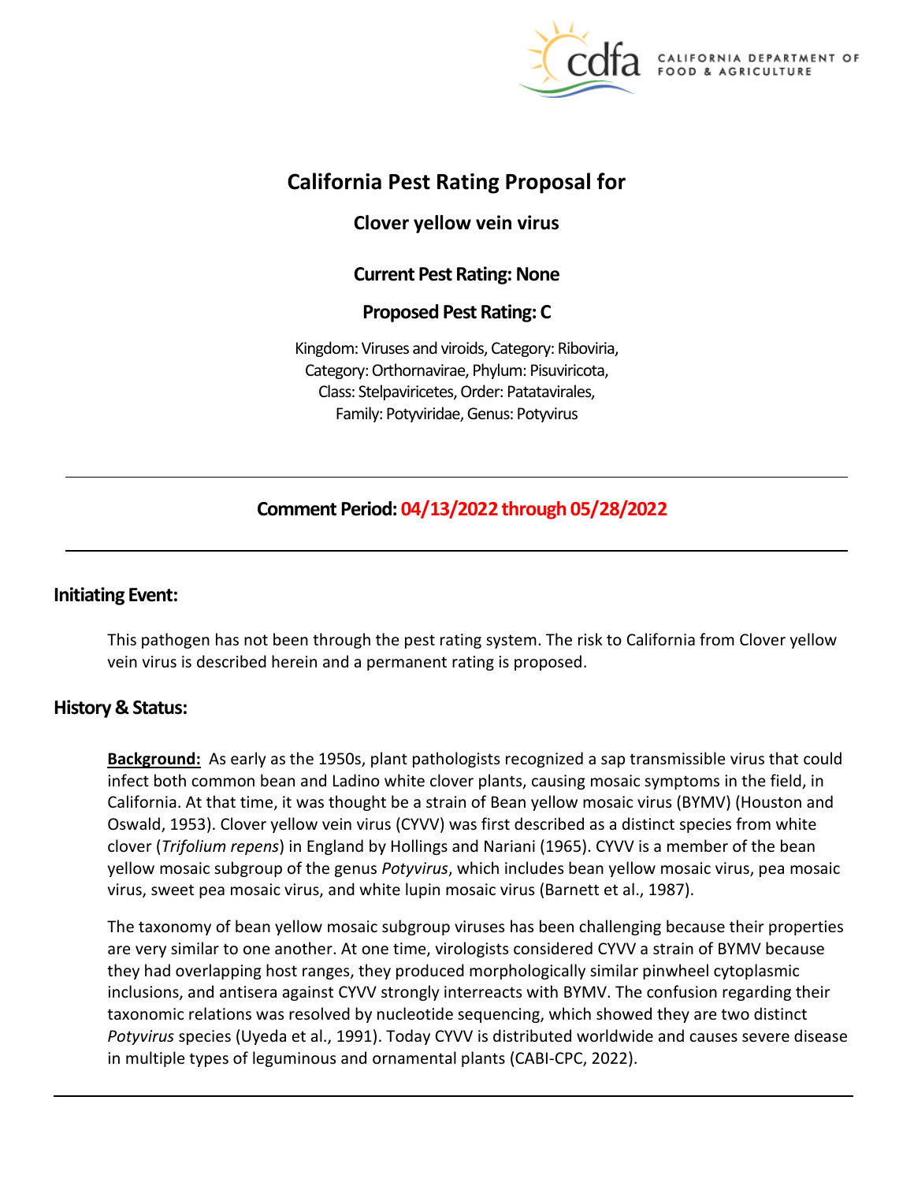CALIFORNIA DEPARTMENT OF FOOD & AGRICULTURE

# California Pest Rating Proposal for

## Clover yellow vein virus

**Current Pest Rating: None**

**Proposed Pest Rating: C**

Kingdom: Viruses and viroids, Category: Riboviria, Category: Orthornavirae, Phylum: Pisuviricota, Class: Stelpaviricetes, Order: Patatavirales, Family: Potyviridae, Genus: Potyvirus

---

**Comment Period: 04/13/2022 through 05/28/2022**

---

## Initiating Event:

This pathogen has not been through the pest rating system. The risk to California from Clover yellow vein virus is described herein and a permanent rating is proposed.

## History & Status:

**Background:** As early as the 1950s, plant pathologists recognized a sap transmissible virus that could infect both common bean and Ladino white clover plants, causing mosaic symptoms in the field, in California. At that time, it was thought be a strain of Bean yellow mosaic virus (BYMV) (Houston and Oswald, 1953). Clover yellow vein virus (CYVV) was first described as a distinct species from white clover (*Trifolium repens*) in England by Hollings and Nariani (1965). CYVV is a member of the bean yellow mosaic subgroup of the genus *Potyvirus*, which includes bean yellow mosaic virus, pea mosaic virus, sweet pea mosaic virus, and white lupin mosaic virus (Barnett et al., 1987).

The taxonomy of bean yellow mosaic subgroup viruses has been challenging because their properties are very similar to one another. At one time, virologists considered CYVV a strain of BYMV because they had overlapping host ranges, they produced morphologically similar pinwheel cytoplasmic inclusions, and antisera against CYVV strongly interreacts with BYMV. The confusion regarding their taxonomic relations was resolved by nucleotide sequencing, which showed they are two distinct *Potyvirus* species (Uyeda et al., 1991). Today CYVV is distributed worldwide and causes severe disease in multiple types of leguminous and ornamental plants (CABI-CPC, 2022).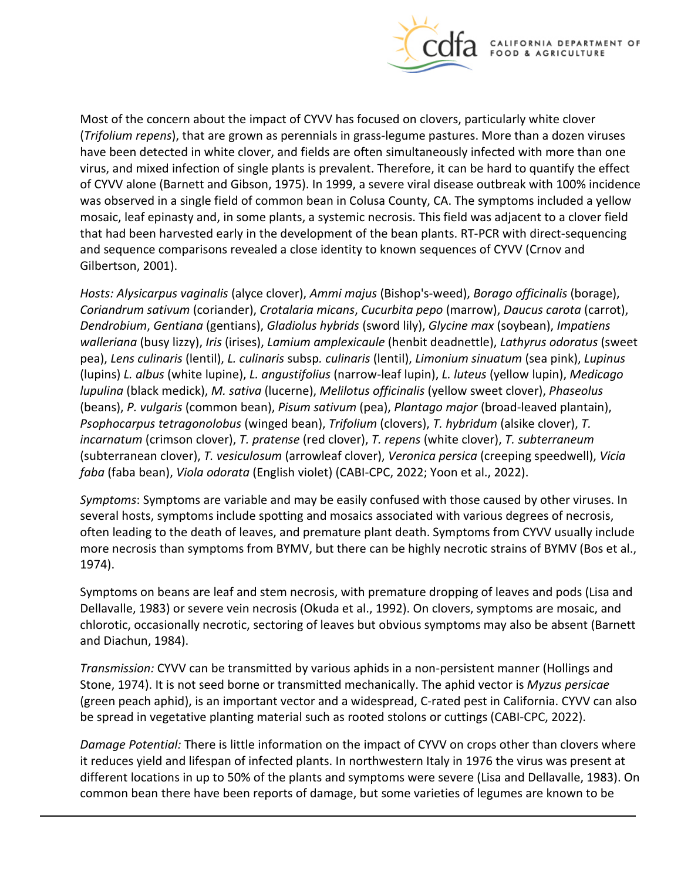Most of the concern about the impact of CYVV has focused on clovers, particularly white clover (*Trifolium repens*), that are grown as perennials in grass-legume pastures. More than a dozen viruses have been detected in white clover, and fields are often simultaneously infected with more than one virus, and mixed infection of single plants is prevalent. Therefore, it can be hard to quantify the effect of CYVV alone (Barnett and Gibson, 1975). In 1999, a severe viral disease outbreak with 100% incidence was observed in a single field of common bean in Colusa County, CA. The symptoms included a yellow mosaic, leaf epinasty and, in some plants, a systemic necrosis. This field was adjacent to a clover field that had been harvested early in the development of the bean plants. RT-PCR with direct-sequencing and sequence comparisons revealed a close identity to known sequences of CYVV (Crnov and Gilbertson, 2001).

*Hosts: Alysicarpus vaginalis* (alyce clover), *Ammi majus* (Bishop's-weed), *Borago officinalis* (borage), *Coriandrum sativum* (coriander), *Crotalaria micans*, *Cucurbita pepo* (marrow), *Daucus carota* (carrot), *Dendrobium*, *Gentiana* (gentians), *Gladiolus hybrids* (sword lily), *Glycine max* (soybean), *Impatiens walleriana* (busy lizzy), *Iris* (irises), *Lamium amplexicaule* (henbit deadnettle), *Lathyrus odoratus* (sweet pea), *Lens culinaris* (lentil), *L. culinaris* subsp. *culinaris* (lentil), *Limonium sinuatum* (sea pink), *Lupinus* (lupins) *L. albus* (white lupine), *L. angustifolius* (narrow-leaf lupin), *L. luteus* (yellow lupin), *Medicago lupulina* (black medick), *M. sativa* (lucerne), *Melilotus officinalis* (yellow sweet clover), *Phaseolus* (beans), *P. vulgaris* (common bean), *Pisum sativum* (pea), *Plantago major* (broad-leaved plantain), *Psophocarpus tetragonolobus* (winged bean), *Trifolium* (clovers), *T. hybridum* (alsike clover), *T. incarnatum* (crimson clover), *T. pratense* (red clover), *T. repens* (white clover), *T. subterraneum* (subterranean clover), *T. vesiculosum* (arrowleaf clover), *Veronica persica* (creeping speedwell), *Vicia faba* (faba bean), *Viola odorata* (English violet) (CABI-CPC, 2022; Yoon et al., 2022).

*Symptoms*: Symptoms are variable and may be easily confused with those caused by other viruses. In several hosts, symptoms include spotting and mosaics associated with various degrees of necrosis, often leading to the death of leaves, and premature plant death. Symptoms from CYVV usually include more necrosis than symptoms from BYMV, but there can be highly necrotic strains of BYMV (Bos et al., 1974).

Symptoms on beans are leaf and stem necrosis, with premature dropping of leaves and pods (Lisa and Dellavalle, 1983) or severe vein necrosis (Okuda et al., 1992). On clovers, symptoms are mosaic, and chlorotic, occasionally necrotic, sectoring of leaves but obvious symptoms may also be absent (Barnett and Diachun, 1984).

*Transmission:* CYVV can be transmitted by various aphids in a non-persistent manner (Hollings and Stone, 1974). It is not seed borne or transmitted mechanically. The aphid vector is *Myzus persicae* (green peach aphid), is an important vector and a widespread, C-rated pest in California. CYVV can also be spread in vegetative planting material such as rooted stolons or cuttings (CABI-CPC, 2022).

*Damage Potential:* There is little information on the impact of CYVV on crops other than clovers where it reduces yield and lifespan of infected plants. In northwestern Italy in 1976 the virus was present at different locations in up to 50% of the plants and symptoms were severe (Lisa and Dellavalle, 1983). On common bean there have been reports of damage, but some varieties of legumes are known to be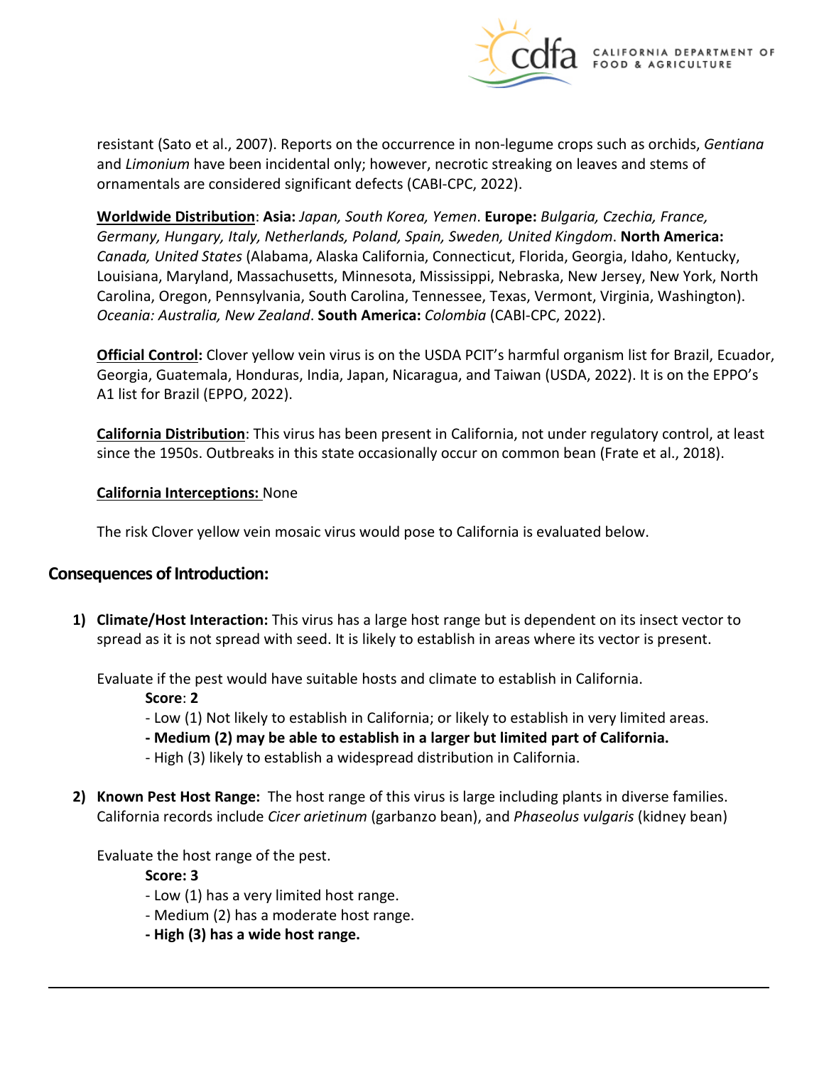resistant (Sato et al., 2007). Reports on the occurrence in non-legume crops such as orchids, *Gentiana* and *Limonium* have been incidental only; however, necrotic streaking on leaves and stems of ornamentals are considered significant defects (CABI-CPC, 2022).

**Worldwide Distribution**: **Asia:** *Japan, South Korea, Yemen*. **Europe:** *Bulgaria, Czechia, France, Germany, Hungary, Italy, Netherlands, Poland, Spain, Sweden, United Kingdom*. **North America:** *Canada, United States* (Alabama, Alaska California, Connecticut, Florida, Georgia, Idaho, Kentucky, Louisiana, Maryland, Massachusetts, Minnesota, Mississippi, Nebraska, New Jersey, New York, North Carolina, Oregon, Pennsylvania, South Carolina, Tennessee, Texas, Vermont, Virginia, Washington). *Oceania: Australia, New Zealand*. **South America:** *Colombia* (CABI-CPC, 2022).

**Official Control:** Clover yellow vein virus is on the USDA PCIT's harmful organism list for Brazil, Ecuador, Georgia, Guatemala, Honduras, India, Japan, Nicaragua, and Taiwan (USDA, 2022). It is on the EPPO's A1 list for Brazil (EPPO, 2022).

**California Distribution**: This virus has been present in California, not under regulatory control, at least since the 1950s. Outbreaks in this state occasionally occur on common bean (Frate et al., 2018).

**California Interceptions:** None

The risk Clover yellow vein mosaic virus would pose to California is evaluated below.

## Consequences of Introduction:

1) **Climate/Host Interaction:** This virus has a large host range but is dependent on its insect vector to spread as it is not spread with seed. It is likely to establish in areas where its vector is present.

   Evaluate if the pest would have suitable hosts and climate to establish in California.

   **Score**: **2**

   - Low (1) Not likely to establish in California; or likely to establish in very limited areas.
   - **Medium (2) may be able to establish in a larger but limited part of California.**
   - High (3) likely to establish a widespread distribution in California.

2) **Known Pest Host Range:** The host range of this virus is large including plants in diverse families. California records include *Cicer arietinum* (garbanzo bean), and *Phaseolus vulgaris* (kidney bean)

   Evaluate the host range of the pest.

   **Score: 3**

   - Low (1) has a very limited host range.
   - Medium (2) has a moderate host range.
   - **High (3) has a wide host range.**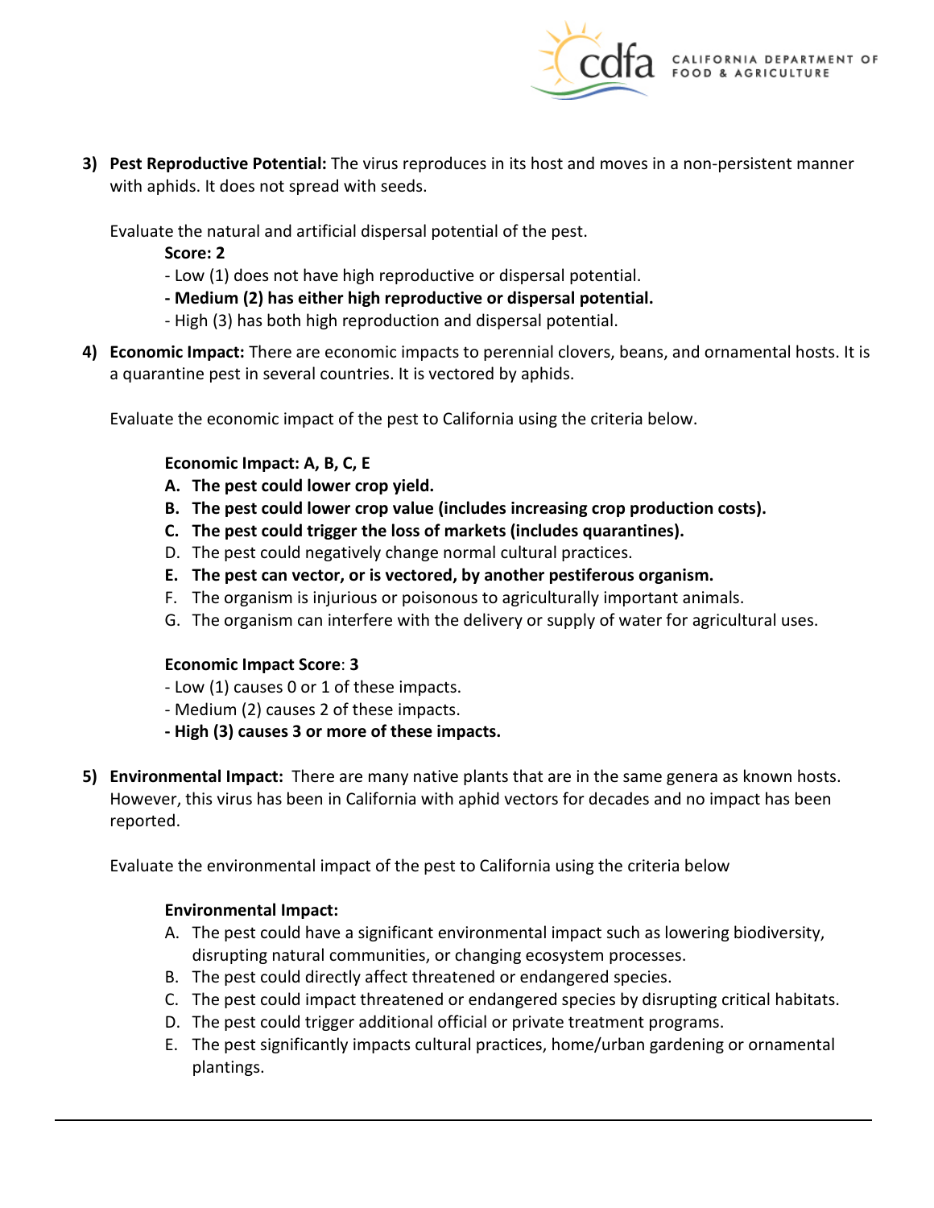3) **Pest Reproductive Potential:** The virus reproduces in its host and moves in a non-persistent manner with aphids. It does not spread with seeds.

   Evaluate the natural and artificial dispersal potential of the pest.

   **Score: 2**

   - Low (1) does not have high reproductive or dispersal potential.
   - **Medium (2) has either high reproductive or dispersal potential.**
   - High (3) has both high reproduction and dispersal potential.

4) **Economic Impact:** There are economic impacts to perennial clovers, beans, and ornamental hosts. It is a quarantine pest in several countries. It is vectored by aphids.

   Evaluate the economic impact of the pest to California using the criteria below.

   **Economic Impact: A, B, C, E**

   A. **The pest could lower crop yield.**
   B. **The pest could lower crop value (includes increasing crop production costs).**
   C. **The pest could trigger the loss of markets (includes quarantines).**
   D. The pest could negatively change normal cultural practices.
   E. **The pest can vector, or is vectored, by another pestiferous organism.**
   F. The organism is injurious or poisonous to agriculturally important animals.
   G. The organism can interfere with the delivery or supply of water for agricultural uses.

   **Economic Impact Score**: **3**

   - Low (1) causes 0 or 1 of these impacts.
   - Medium (2) causes 2 of these impacts.
   - **High (3) causes 3 or more of these impacts.**

5) **Environmental Impact:** There are many native plants that are in the same genera as known hosts. However, this virus has been in California with aphid vectors for decades and no impact has been reported.

   Evaluate the environmental impact of the pest to California using the criteria below

   **Environmental Impact:**

   A. The pest could have a significant environmental impact such as lowering biodiversity, disrupting natural communities, or changing ecosystem processes.
   B. The pest could directly affect threatened or endangered species.
   C. The pest could impact threatened or endangered species by disrupting critical habitats.
   D. The pest could trigger additional official or private treatment programs.
   E. The pest significantly impacts cultural practices, home/urban gardening or ornamental plantings.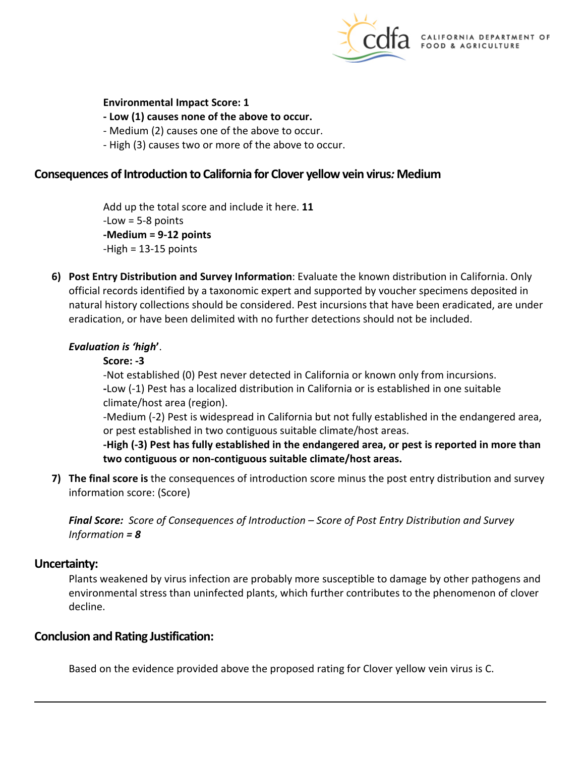**Environmental Impact Score: 1**

**- Low (1) causes none of the above to occur.**

- Medium (2) causes one of the above to occur.
- High (3) causes two or more of the above to occur.

## Consequences of Introduction to California for Clover yellow vein virus*:* Medium

Add up the total score and include it here. **11**

-Low = 5-8 points

**-Medium = 9-12 points**

-High = 13-15 points

6) **Post Entry Distribution and Survey Information**: Evaluate the known distribution in California. Only official records identified by a taxonomic expert and supported by voucher specimens deposited in natural history collections should be considered. Pest incursions that have been eradicated, are under eradication, or have been delimited with no further detections should not be included.

   ***Evaluation is 'high'***.

   **Score: -3**

   -Not established (0) Pest never detected in California or known only from incursions.

   -Low (-1) Pest has a localized distribution in California or is established in one suitable climate/host area (region).

   -Medium (-2) Pest is widespread in California but not fully established in the endangered area, or pest established in two contiguous suitable climate/host areas.

   **-High (-3) Pest has fully established in the endangered area, or pest is reported in more than two contiguous or non-contiguous suitable climate/host areas.**

7) **The final score is** the consequences of introduction score minus the post entry distribution and survey information score: (Score)

   ***Final Score:*** *Score of Consequences of Introduction – Score of Post Entry Distribution and Survey Information* ***= 8***

## Uncertainty:

Plants weakened by virus infection are probably more susceptible to damage by other pathogens and environmental stress than uninfected plants, which further contributes to the phenomenon of clover decline.

## Conclusion and Rating Justification:

Based on the evidence provided above the proposed rating for Clover yellow vein virus is C.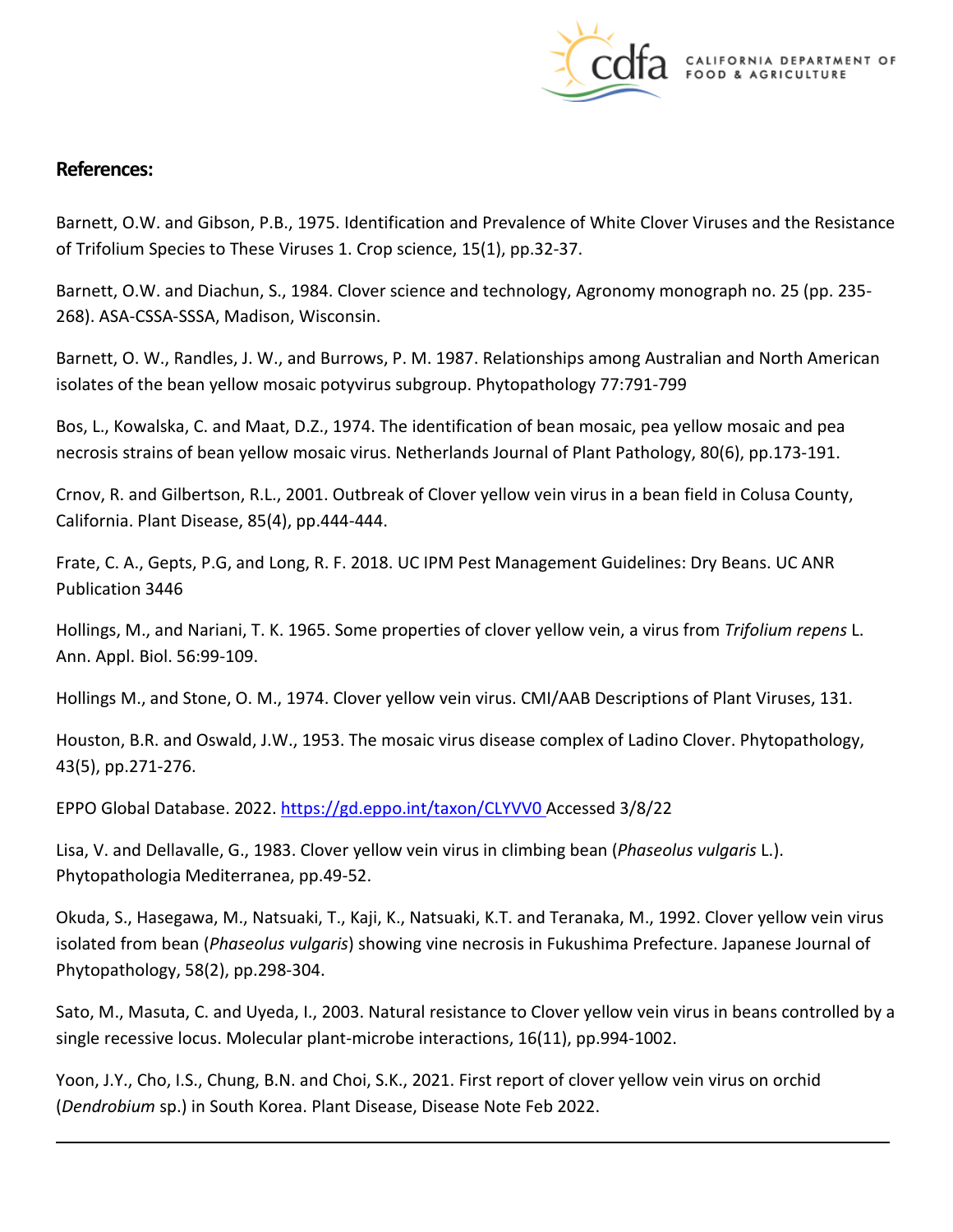## References:

Barnett, O.W. and Gibson, P.B., 1975. Identification and Prevalence of White Clover Viruses and the Resistance of Trifolium Species to These Viruses 1. Crop science, 15(1), pp.32-37.

Barnett, O.W. and Diachun, S., 1984. Clover science and technology, Agronomy monograph no. 25 (pp. 235-268). ASA-CSSA-SSSA, Madison, Wisconsin.

Barnett, O. W., Randles, J. W., and Burrows, P. M. 1987. Relationships among Australian and North American isolates of the bean yellow mosaic potyvirus subgroup. Phytopathology 77:791-799

Bos, L., Kowalska, C. and Maat, D.Z., 1974. The identification of bean mosaic, pea yellow mosaic and pea necrosis strains of bean yellow mosaic virus. Netherlands Journal of Plant Pathology, 80(6), pp.173-191.

Crnov, R. and Gilbertson, R.L., 2001. Outbreak of Clover yellow vein virus in a bean field in Colusa County, California. Plant Disease, 85(4), pp.444-444.

Frate, C. A., Gepts, P.G, and Long, R. F. 2018. UC IPM Pest Management Guidelines: Dry Beans. UC ANR Publication 3446

Hollings, M., and Nariani, T. K. 1965. Some properties of clover yellow vein, a virus from *Trifolium repens* L. Ann. Appl. Biol. 56:99-109.

Hollings M., and Stone, O. M., 1974. Clover yellow vein virus. CMI/AAB Descriptions of Plant Viruses, 131.

Houston, B.R. and Oswald, J.W., 1953. The mosaic virus disease complex of Ladino Clover. Phytopathology, 43(5), pp.271-276.

EPPO Global Database. 2022. https://gd.eppo.int/taxon/CLYVV0 Accessed 3/8/22

Lisa, V. and Dellavalle, G., 1983. Clover yellow vein virus in climbing bean (*Phaseolus vulgaris* L.). Phytopathologia Mediterranea, pp.49-52.

Okuda, S., Hasegawa, M., Natsuaki, T., Kaji, K., Natsuaki, K.T. and Teranaka, M., 1992. Clover yellow vein virus isolated from bean (*Phaseolus vulgaris*) showing vine necrosis in Fukushima Prefecture. Japanese Journal of Phytopathology, 58(2), pp.298-304.

Sato, M., Masuta, C. and Uyeda, I., 2003. Natural resistance to Clover yellow vein virus in beans controlled by a single recessive locus. Molecular plant-microbe interactions, 16(11), pp.994-1002.

Yoon, J.Y., Cho, I.S., Chung, B.N. and Choi, S.K., 2021. First report of clover yellow vein virus on orchid (*Dendrobium* sp.) in South Korea. Plant Disease, Disease Note Feb 2022.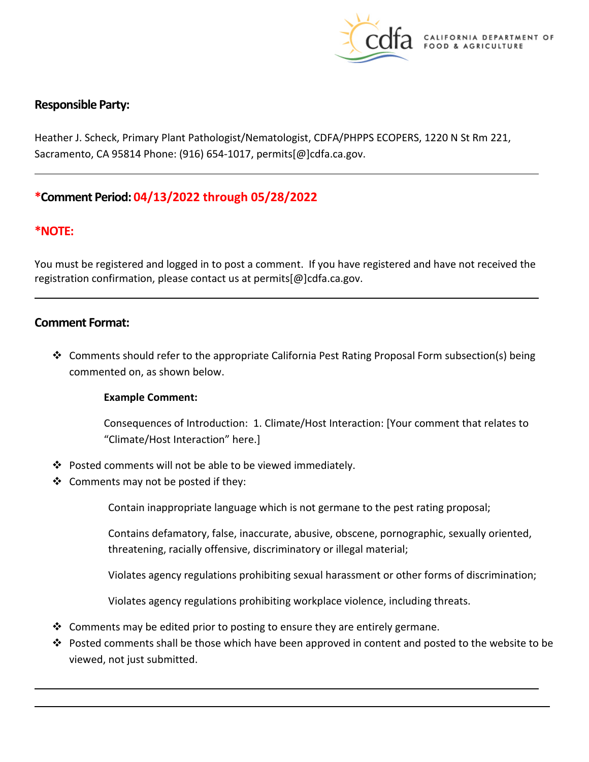## Responsible Party:

Heather J. Scheck, Primary Plant Pathologist/Nematologist, CDFA/PHPPS ECOPERS, 1220 N St Rm 221, Sacramento, CA 95814 Phone: (916) 654-1017, permits[@]cdfa.ca.gov.

---

## *Comment Period: 04/13/2022 through 05/28/2022

## *NOTE:

You must be registered and logged in to post a comment. If you have registered and have not received the registration confirmation, please contact us at permits[@]cdfa.ca.gov.

---

## Comment Format:

- Comments should refer to the appropriate California Pest Rating Proposal Form subsection(s) being commented on, as shown below.

  **Example Comment:**

  Consequences of Introduction: 1. Climate/Host Interaction: [Your comment that relates to "Climate/Host Interaction" here.]

- Posted comments will not be able to be viewed immediately.
- Comments may not be posted if they:

  Contain inappropriate language which is not germane to the pest rating proposal;

  Contains defamatory, false, inaccurate, abusive, obscene, pornographic, sexually oriented, threatening, racially offensive, discriminatory or illegal material;

  Violates agency regulations prohibiting sexual harassment or other forms of discrimination;

  Violates agency regulations prohibiting workplace violence, including threats.

- Comments may be edited prior to posting to ensure they are entirely germane.
- Posted comments shall be those which have been approved in content and posted to the website to be viewed, not just submitted.

---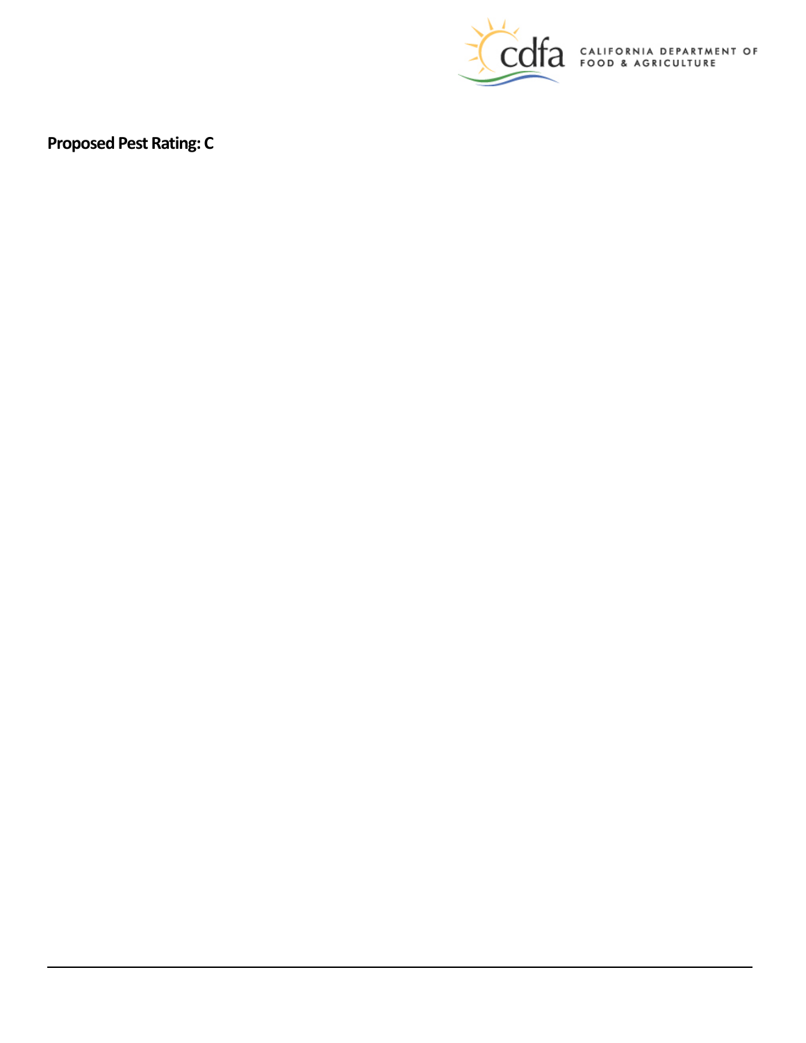**Proposed Pest Rating: C**